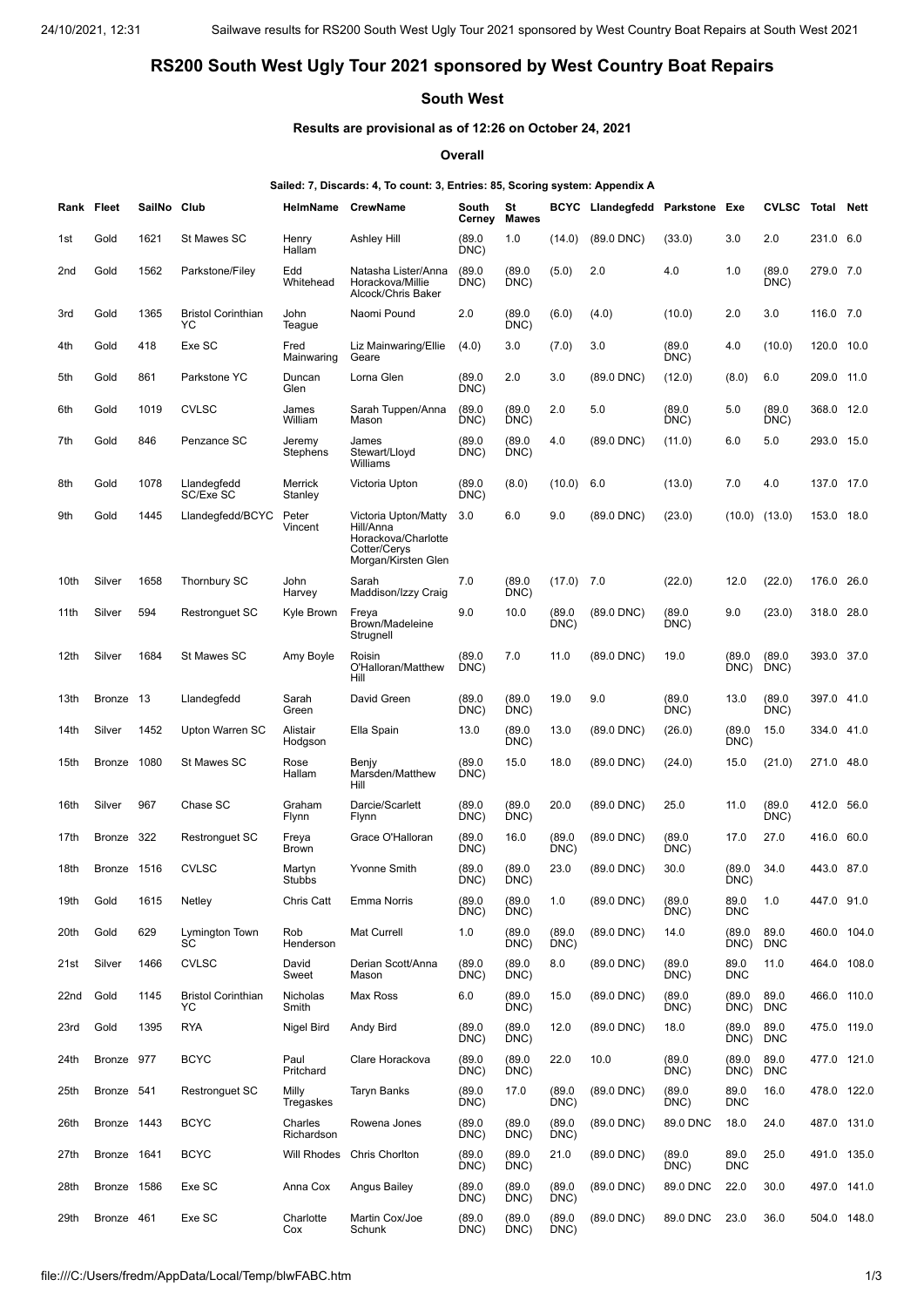# RS200 South West Ugly Tour 2021 sponsored by West Country Boat Repairs

## South West

### Results are provisional as of 12:26 on October 24, 2021

#### Overall

**Sailed: 7, Discards: 4, To count: 3, Entries: 85, Scoring system: Appendix A**

| Rank | Fleet | SailNo | Club | HelmName | CrewName | South Cerney | St Mawes | BCYC | Llandegfedd | Parkstone | Exe | CVLSC | Total | Nett |
|---|---|---|---|---|---|---|---|---|---|---|---|---|---|---|
| 1st | Gold | 1621 | St Mawes SC | Henry Hallam | Ashley Hill | (89.0 DNC) | 1.0 | (14.0) | (89.0 DNC) | (33.0) | 3.0 | 2.0 | 231.0 | 6.0 |
| 2nd | Gold | 1562 | Parkstone/Filey | Edd Whitehead | Natasha Lister/Anna Horackova/Millie Alcock/Chris Baker | (89.0 DNC) | (89.0 DNC) | (5.0) | 2.0 | 4.0 | 1.0 | (89.0 DNC) | 279.0 | 7.0 |
| 3rd | Gold | 1365 | Bristol Corinthian YC | John Teague | Naomi Pound | 2.0 | (89.0 DNC) | (6.0) | (4.0) | (10.0) | 2.0 | 3.0 | 116.0 | 7.0 |
| 4th | Gold | 418 | Exe SC | Fred Mainwaring | Liz Mainwaring/Ellie Geare | (4.0) | 3.0 | (7.0) | 3.0 | (89.0 DNC) | 4.0 | (10.0) | 120.0 | 10.0 |
| 5th | Gold | 861 | Parkstone YC | Duncan Glen | Lorna Glen | (89.0 DNC) | 2.0 | 3.0 | (89.0 DNC) | (12.0) | (8.0) | 6.0 | 209.0 | 11.0 |
| 6th | Gold | 1019 | CVLSC | James William | Sarah Tuppen/Anna Mason | (89.0 DNC) | (89.0 DNC) | 2.0 | 5.0 | (89.0 DNC) | 5.0 | (89.0 DNC) | 368.0 | 12.0 |
| 7th | Gold | 846 | Penzance SC | Jeremy Stephens | James Stewart/Lloyd Williams | (89.0 DNC) | (89.0 DNC) | 4.0 | (89.0 DNC) | (11.0) | 6.0 | 5.0 | 293.0 | 15.0 |
| 8th | Gold | 1078 | Llandegfedd SC/Exe SC | Merrick Stanley | Victoria Upton | (89.0 DNC) | (8.0) | (10.0) | 6.0 | (13.0) | 7.0 | 4.0 | 137.0 | 17.0 |
| 9th | Gold | 1445 | Llandegfedd/BCYC | Peter Vincent | Victoria Upton/Matty Hill/Anna Horackova/Charlotte Cotter/Cerys Morgan/Kirsten Glen | 3.0 | 6.0 | 9.0 | (89.0 DNC) | (23.0) | (10.0) | (13.0) | 153.0 | 18.0 |
| 10th | Silver | 1658 | Thornbury SC | John Harvey | Sarah Maddison/Izzy Craig | 7.0 | (89.0 DNC) | (17.0) | 7.0 | (22.0) | 12.0 | (22.0) | 176.0 | 26.0 |
| 11th | Silver | 594 | Restronguet SC | Kyle Brown | Freya Brown/Madeleine Strugnell | 9.0 | 10.0 | (89.0 DNC) | (89.0 DNC) | (89.0 DNC) | 9.0 | (23.0) | 318.0 | 28.0 |
| 12th | Silver | 1684 | St Mawes SC | Amy Boyle | Roisin O'Halloran/Matthew Hill | (89.0 DNC) | 7.0 | 11.0 | (89.0 DNC) | 19.0 | (89.0 DNC) | (89.0 DNC) | 393.0 | 37.0 |
| 13th | Bronze | 13 | Llandegfedd | Sarah Green | David Green | (89.0 DNC) | (89.0 DNC) | 19.0 | 9.0 | (89.0 DNC) | 13.0 | (89.0 DNC) | 397.0 | 41.0 |
| 14th | Silver | 1452 | Upton Warren SC | Alistair Hodgson | Ella Spain | 13.0 | (89.0 DNC) | 13.0 | (89.0 DNC) | (26.0) | (89.0 DNC) | 15.0 | 334.0 | 41.0 |
| 15th | Bronze | 1080 | St Mawes SC | Rose Hallam | Benjy Marsden/Matthew Hill | (89.0 DNC) | 15.0 | 18.0 | (89.0 DNC) | (24.0) | 15.0 | (21.0) | 271.0 | 48.0 |
| 16th | Silver | 967 | Chase SC | Graham Flynn | Darcie/Scarlett Flynn | (89.0 DNC) | (89.0 DNC) | 20.0 | (89.0 DNC) | 25.0 | 11.0 | (89.0 DNC) | 412.0 | 56.0 |
| 17th | Bronze | 322 | Restronguet SC | Freya Brown | Grace O'Halloran | (89.0 DNC) | 16.0 | (89.0 DNC) | (89.0 DNC) | (89.0 DNC) | 17.0 | 27.0 | 416.0 | 60.0 |
| 18th | Bronze | 1516 | CVLSC | Martyn Stubbs | Yvonne Smith | (89.0 DNC) | (89.0 DNC) | 23.0 | (89.0 DNC) | 30.0 | (89.0 DNC) | 34.0 | 443.0 | 87.0 |
| 19th | Gold | 1615 | Netley | Chris Catt | Emma Norris | (89.0 DNC) | (89.0 DNC) | 1.0 | (89.0 DNC) | (89.0 DNC) | 89.0 DNC | 1.0 | 447.0 | 91.0 |
| 20th | Gold | 629 | Lymington Town SC | Rob Henderson | Mat Currell | 1.0 | (89.0 DNC) | (89.0 DNC) | (89.0 DNC) | 14.0 | (89.0 DNC) | 89.0 DNC | 460.0 | 104.0 |
| 21st | Silver | 1466 | CVLSC | David Sweet | Derian Scott/Anna Mason | (89.0 DNC) | (89.0 DNC) | 8.0 | (89.0 DNC) | (89.0 DNC) | 89.0 DNC | 11.0 | 464.0 | 108.0 |
| 22nd | Gold | 1145 | Bristol Corinthian YC | Nicholas Smith | Max Ross | 6.0 | (89.0 DNC) | 15.0 | (89.0 DNC) | (89.0 DNC) | (89.0 DNC) | 89.0 DNC | 466.0 | 110.0 |
| 23rd | Gold | 1395 | RYA | Nigel Bird | Andy Bird | (89.0 DNC) | (89.0 DNC) | 12.0 | (89.0 DNC) | 18.0 | (89.0 DNC) | 89.0 DNC | 475.0 | 119.0 |
| 24th | Bronze | 977 | BCYC | Paul Pritchard | Clare Horackova | (89.0 DNC) | (89.0 DNC) | 22.0 | 10.0 | (89.0 DNC) | (89.0 DNC) | 89.0 DNC | 477.0 | 121.0 |
| 25th | Bronze | 541 | Restronguet SC | Milly Tregaskes | Taryn Banks | (89.0 DNC) | 17.0 | (89.0 DNC) | (89.0 DNC) | (89.0 DNC) | 89.0 DNC | 16.0 | 478.0 | 122.0 |
| 26th | Bronze | 1443 | BCYC | Charles Richardson | Rowena Jones | (89.0 DNC) | (89.0 DNC) | (89.0 DNC) | (89.0 DNC) | 89.0 DNC | 18.0 | 24.0 | 487.0 | 131.0 |
| 27th | Bronze | 1641 | BCYC | Will Rhodes | Chris Chorlton | (89.0 DNC) | (89.0 DNC) | 21.0 | (89.0 DNC) | (89.0 DNC) | 89.0 DNC | 25.0 | 491.0 | 135.0 |
| 28th | Bronze | 1586 | Exe SC | Anna Cox | Angus Bailey | (89.0 DNC) | (89.0 DNC) | (89.0 DNC) | (89.0 DNC) | 89.0 DNC | 22.0 | 30.0 | 497.0 | 141.0 |
| 29th | Bronze | 461 | Exe SC | Charlotte Cox | Martin Cox/Joe Schunk | (89.0 DNC) | (89.0 DNC) | (89.0 DNC) | (89.0 DNC) | 89.0 DNC | 23.0 | 36.0 | 504.0 | 148.0 |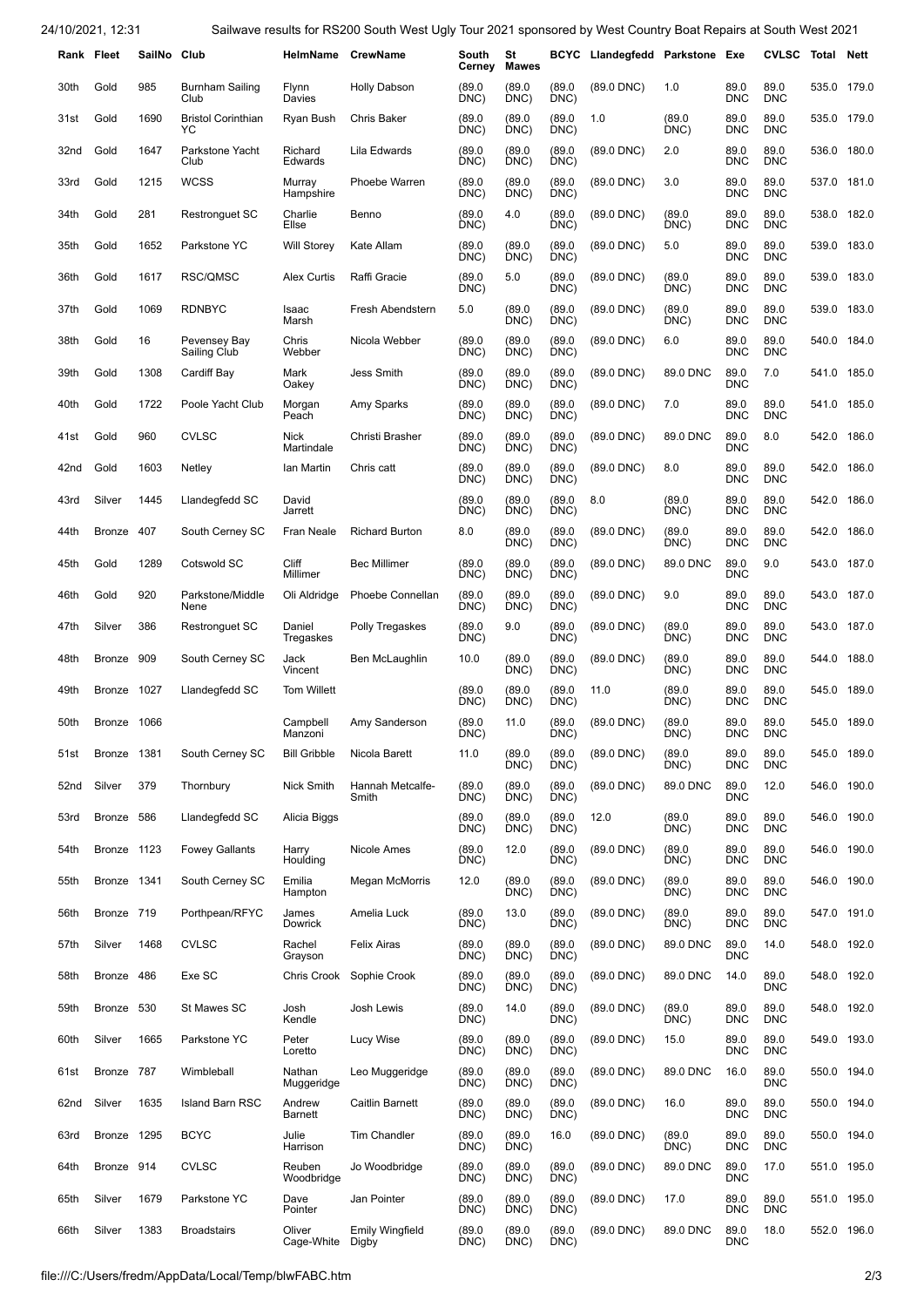| Rank | Fleet | SailNo | Club | HelmName | CrewName | South Cerney | St Mawes | BCYC | Llandegfedd | Parkstone | Exe | CVLSC | Total | Nett |
|---|---|---|---|---|---|---|---|---|---|---|---|---|---|---|
| 30th | Gold | 985 | Burnham Sailing Club | Flynn Davies | Holly Dabson | (89.0 DNC) | (89.0 DNC) | (89.0 DNC) | (89.0 DNC) | 1.0 | 89.0 DNC | 89.0 DNC | 535.0 | 179.0 |
| 31st | Gold | 1690 | Bristol Corinthian YC | Ryan Bush | Chris Baker | (89.0 DNC) | (89.0 DNC) | (89.0 DNC) | 1.0 | (89.0 DNC) | 89.0 DNC | 89.0 DNC | 535.0 | 179.0 |
| 32nd | Gold | 1647 | Parkstone Yacht Club | Richard Edwards | Lila Edwards | (89.0 DNC) | (89.0 DNC) | (89.0 DNC) | (89.0 DNC) | 2.0 | 89.0 DNC | 89.0 DNC | 536.0 | 180.0 |
| 33rd | Gold | 1215 | WCSS | Murray Hampshire | Phoebe Warren | (89.0 DNC) | (89.0 DNC) | (89.0 DNC) | (89.0 DNC) | 3.0 | 89.0 DNC | 89.0 DNC | 537.0 | 181.0 |
| 34th | Gold | 281 | Restronguet SC | Charlie Ellse | Benno | (89.0 DNC) | 4.0 | (89.0 DNC) | (89.0 DNC) | (89.0 DNC) | 89.0 DNC | 89.0 DNC | 538.0 | 182.0 |
| 35th | Gold | 1652 | Parkstone YC | Will Storey | Kate Allam | (89.0 DNC) | (89.0 DNC) | (89.0 DNC) | (89.0 DNC) | 5.0 | 89.0 DNC | 89.0 DNC | 539.0 | 183.0 |
| 36th | Gold | 1617 | RSC/QMSC | Alex Curtis | Raffi Gracie | (89.0 DNC) | 5.0 | (89.0 DNC) | (89.0 DNC) | (89.0 DNC) | 89.0 DNC | 89.0 DNC | 539.0 | 183.0 |
| 37th | Gold | 1069 | RDNBYC | Isaac Marsh | Fresh Abendstern | 5.0 | (89.0 DNC) | (89.0 DNC) | (89.0 DNC) | (89.0 DNC) | 89.0 DNC | 89.0 DNC | 539.0 | 183.0 |
| 38th | Gold | 16 | Pevensey Bay Sailing Club | Chris Webber | Nicola Webber | (89.0 DNC) | (89.0 DNC) | (89.0 DNC) | (89.0 DNC) | 6.0 | 89.0 DNC | 89.0 DNC | 540.0 | 184.0 |
| 39th | Gold | 1308 | Cardiff Bay | Mark Oakey | Jess Smith | (89.0 DNC) | (89.0 DNC) | (89.0 DNC) | (89.0 DNC) | 89.0 DNC | 89.0 DNC | 7.0 | 541.0 | 185.0 |
| 40th | Gold | 1722 | Poole Yacht Club | Morgan Peach | Amy Sparks | (89.0 DNC) | (89.0 DNC) | (89.0 DNC) | (89.0 DNC) | 7.0 | 89.0 DNC | 89.0 DNC | 541.0 | 185.0 |
| 41st | Gold | 960 | CVLSC | Nick Martindale | Christi Brasher | (89.0 DNC) | (89.0 DNC) | (89.0 DNC) | (89.0 DNC) | 89.0 DNC | 89.0 DNC | 8.0 | 542.0 | 186.0 |
| 42nd | Gold | 1603 | Netley | Ian Martin | Chris catt | (89.0 DNC) | (89.0 DNC) | (89.0 DNC) | (89.0 DNC) | 8.0 | 89.0 DNC | 89.0 DNC | 542.0 | 186.0 |
| 43rd | Silver | 1445 | Llandegfedd SC | David Jarrett | | (89.0 DNC) | (89.0 DNC) | (89.0 DNC) | 8.0 | (89.0 DNC) | 89.0 DNC | 89.0 DNC | 542.0 | 186.0 |
| 44th | Bronze | 407 | South Cerney SC | Fran Neale | Richard Burton | 8.0 | (89.0 DNC) | (89.0 DNC) | (89.0 DNC) | (89.0 DNC) | 89.0 DNC | 89.0 DNC | 542.0 | 186.0 |
| 45th | Gold | 1289 | Cotswold SC | Cliff Millimer | Bec Millimer | (89.0 DNC) | (89.0 DNC) | (89.0 DNC) | (89.0 DNC) | 89.0 DNC | 89.0 DNC | 9.0 | 543.0 | 187.0 |
| 46th | Gold | 920 | Parkstone/Middle Nene | Oli Aldridge | Phoebe Connellan | (89.0 DNC) | (89.0 DNC) | (89.0 DNC) | (89.0 DNC) | 9.0 | 89.0 DNC | 89.0 DNC | 543.0 | 187.0 |
| 47th | Silver | 386 | Restronguet SC | Daniel Tregaskes | Polly Tregaskes | (89.0 DNC) | 9.0 | (89.0 DNC) | (89.0 DNC) | (89.0 DNC) | 89.0 DNC | 89.0 DNC | 543.0 | 187.0 |
| 48th | Bronze | 909 | South Cerney SC | Jack Vincent | Ben McLaughlin | 10.0 | (89.0 DNC) | (89.0 DNC) | (89.0 DNC) | (89.0 DNC) | 89.0 DNC | 89.0 DNC | 544.0 | 188.0 |
| 49th | Bronze | 1027 | Llandegfedd SC | Tom Willett | | (89.0 DNC) | (89.0 DNC) | (89.0 DNC) | 11.0 | (89.0 DNC) | 89.0 DNC | 89.0 DNC | 545.0 | 189.0 |
| 50th | Bronze | 1066 | | Campbell Manzoni | Amy Sanderson | (89.0 DNC) | 11.0 | (89.0 DNC) | (89.0 DNC) | (89.0 DNC) | 89.0 DNC | 89.0 DNC | 545.0 | 189.0 |
| 51st | Bronze | 1381 | South Cerney SC | Bill Gribble | Nicola Barett | 11.0 | (89.0 DNC) | (89.0 DNC) | (89.0 DNC) | (89.0 DNC) | 89.0 DNC | 89.0 DNC | 545.0 | 189.0 |
| 52nd | Silver | 379 | Thornbury | Nick Smith | Hannah Metcalfe-Smith | (89.0 DNC) | (89.0 DNC) | (89.0 DNC) | (89.0 DNC) | 89.0 DNC | 89.0 DNC | 12.0 | 546.0 | 190.0 |
| 53rd | Bronze | 586 | Llandegfedd SC | Alicia Biggs | | (89.0 DNC) | (89.0 DNC) | (89.0 DNC) | 12.0 | (89.0 DNC) | 89.0 DNC | 89.0 DNC | 546.0 | 190.0 |
| 54th | Bronze | 1123 | Fowey Gallants | Harry Houlding | Nicole Ames | (89.0 DNC) | 12.0 | (89.0 DNC) | (89.0 DNC) | (89.0 DNC) | 89.0 DNC | 89.0 DNC | 546.0 | 190.0 |
| 55th | Bronze | 1341 | South Cerney SC | Emilia Hampton | Megan McMorris | 12.0 | (89.0 DNC) | (89.0 DNC) | (89.0 DNC) | (89.0 DNC) | 89.0 DNC | 89.0 DNC | 546.0 | 190.0 |
| 56th | Bronze | 719 | Porthpean/RFYC | James Dowrick | Amelia Luck | (89.0 DNC) | 13.0 | (89.0 DNC) | (89.0 DNC) | (89.0 DNC) | 89.0 DNC | 89.0 DNC | 547.0 | 191.0 |
| 57th | Silver | 1468 | CVLSC | Rachel Grayson | Felix Airas | (89.0 DNC) | (89.0 DNC) | (89.0 DNC) | (89.0 DNC) | 89.0 DNC | 89.0 DNC | 14.0 | 548.0 | 192.0 |
| 58th | Bronze | 486 | Exe SC | Chris Crook | Sophie Crook | (89.0 DNC) | (89.0 DNC) | (89.0 DNC) | (89.0 DNC) | 89.0 DNC | 14.0 | 89.0 DNC | 548.0 | 192.0 |
| 59th | Bronze | 530 | St Mawes SC | Josh Kendle | Josh Lewis | (89.0 DNC) | 14.0 | (89.0 DNC) | (89.0 DNC) | (89.0 DNC) | 89.0 DNC | 89.0 DNC | 548.0 | 192.0 |
| 60th | Silver | 1665 | Parkstone YC | Peter Loretto | Lucy Wise | (89.0 DNC) | (89.0 DNC) | (89.0 DNC) | (89.0 DNC) | 15.0 | 89.0 DNC | 89.0 DNC | 549.0 | 193.0 |
| 61st | Bronze | 787 | Wimbleball | Nathan Muggeridge | Leo Muggeridge | (89.0 DNC) | (89.0 DNC) | (89.0 DNC) | (89.0 DNC) | 89.0 DNC | 16.0 | 89.0 DNC | 550.0 | 194.0 |
| 62nd | Silver | 1635 | Island Barn RSC | Andrew Barnett | Caitlin Barnett | (89.0 DNC) | (89.0 DNC) | (89.0 DNC) | (89.0 DNC) | 16.0 | 89.0 DNC | 89.0 DNC | 550.0 | 194.0 |
| 63rd | Bronze | 1295 | BCYC | Julie Harrison | Tim Chandler | (89.0 DNC) | (89.0 DNC) | 16.0 | (89.0 DNC) | (89.0 DNC) | 89.0 DNC | 89.0 DNC | 550.0 | 194.0 |
| 64th | Bronze | 914 | CVLSC | Reuben Woodbridge | Jo Woodbridge | (89.0 DNC) | (89.0 DNC) | (89.0 DNC) | (89.0 DNC) | 89.0 DNC | 89.0 DNC | 17.0 | 551.0 | 195.0 |
| 65th | Silver | 1679 | Parkstone YC | Dave Pointer | Jan Pointer | (89.0 DNC) | (89.0 DNC) | (89.0 DNC) | (89.0 DNC) | 17.0 | 89.0 DNC | 89.0 DNC | 551.0 | 195.0 |
| 66th | Silver | 1383 | Broadstairs | Oliver Cage-White | Emily Wingfield Digby | (89.0 DNC) | (89.0 DNC) | (89.0 DNC) | (89.0 DNC) | 89.0 DNC | 89.0 DNC | 18.0 | 552.0 | 196.0 |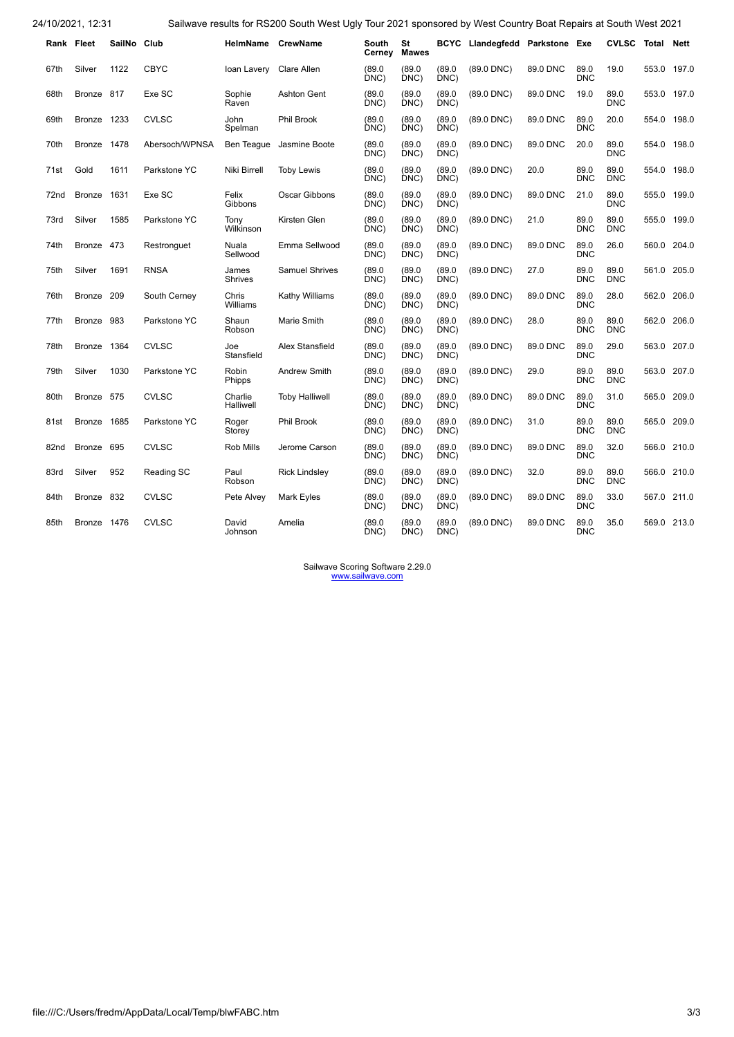| Rank | Fleet | SailNo | Club | HelmName | CrewName | South Cerney | St Mawes | BCYC | Llandegfedd | Parkstone | Exe | CVLSC | Total | Nett |
|---|---|---|---|---|---|---|---|---|---|---|---|---|---|---|
| 67th | Silver | 1122 | CBYC | Ioan Lavery | Clare Allen | (89.0 DNC) | (89.0 DNC) | (89.0 DNC) | (89.0 DNC) | 89.0 DNC | 89.0 DNC | 19.0 | 553.0 | 197.0 |
| 68th | Bronze | 817 | Exe SC | Sophie Raven | Ashton Gent | (89.0 DNC) | (89.0 DNC) | (89.0 DNC) | (89.0 DNC) | 89.0 DNC | 19.0 | 89.0 DNC | 553.0 | 197.0 |
| 69th | Bronze | 1233 | CVLSC | John Spelman | Phil Brook | (89.0 DNC) | (89.0 DNC) | (89.0 DNC) | (89.0 DNC) | 89.0 DNC | 89.0 DNC | 20.0 | 554.0 | 198.0 |
| 70th | Bronze | 1478 | Abersoch/WPNSA | Ben Teague | Jasmine Boote | (89.0 DNC) | (89.0 DNC) | (89.0 DNC) | (89.0 DNC) | 89.0 DNC | 20.0 | 89.0 DNC | 554.0 | 198.0 |
| 71st | Gold | 1611 | Parkstone YC | Niki Birrell | Toby Lewis | (89.0 DNC) | (89.0 DNC) | (89.0 DNC) | (89.0 DNC) | 20.0 | 89.0 DNC | 89.0 DNC | 554.0 | 198.0 |
| 72nd | Bronze | 1631 | Exe SC | Felix Gibbons | Oscar Gibbons | (89.0 DNC) | (89.0 DNC) | (89.0 DNC) | (89.0 DNC) | 89.0 DNC | 21.0 | 89.0 DNC | 555.0 | 199.0 |
| 73rd | Silver | 1585 | Parkstone YC | Tony Wilkinson | Kirsten Glen | (89.0 DNC) | (89.0 DNC) | (89.0 DNC) | (89.0 DNC) | 21.0 | 89.0 DNC | 89.0 DNC | 555.0 | 199.0 |
| 74th | Bronze | 473 | Restronguet | Nuala Sellwood | Emma Sellwood | (89.0 DNC) | (89.0 DNC) | (89.0 DNC) | (89.0 DNC) | 89.0 DNC | 89.0 DNC | 26.0 | 560.0 | 204.0 |
| 75th | Silver | 1691 | RNSA | James Shrives | Samuel Shrives | (89.0 DNC) | (89.0 DNC) | (89.0 DNC) | (89.0 DNC) | 27.0 | 89.0 DNC | 89.0 DNC | 561.0 | 205.0 |
| 76th | Bronze | 209 | South Cerney | Chris Williams | Kathy Williams | (89.0 DNC) | (89.0 DNC) | (89.0 DNC) | (89.0 DNC) | 89.0 DNC | 89.0 DNC | 28.0 | 562.0 | 206.0 |
| 77th | Bronze | 983 | Parkstone YC | Shaun Robson | Marie Smith | (89.0 DNC) | (89.0 DNC) | (89.0 DNC) | (89.0 DNC) | 28.0 | 89.0 DNC | 89.0 DNC | 562.0 | 206.0 |
| 78th | Bronze | 1364 | CVLSC | Joe Stansfield | Alex Stansfield | (89.0 DNC) | (89.0 DNC) | (89.0 DNC) | (89.0 DNC) | 89.0 DNC | 89.0 DNC | 29.0 | 563.0 | 207.0 |
| 79th | Silver | 1030 | Parkstone YC | Robin Phipps | Andrew Smith | (89.0 DNC) | (89.0 DNC) | (89.0 DNC) | (89.0 DNC) | 29.0 | 89.0 DNC | 89.0 DNC | 563.0 | 207.0 |
| 80th | Bronze | 575 | CVLSC | Charlie Halliwell | Toby Halliwell | (89.0 DNC) | (89.0 DNC) | (89.0 DNC) | (89.0 DNC) | 89.0 DNC | 89.0 DNC | 31.0 | 565.0 | 209.0 |
| 81st | Bronze | 1685 | Parkstone YC | Roger Storey | Phil Brook | (89.0 DNC) | (89.0 DNC) | (89.0 DNC) | (89.0 DNC) | 31.0 | 89.0 DNC | 89.0 DNC | 565.0 | 209.0 |
| 82nd | Bronze | 695 | CVLSC | Rob Mills | Jerome Carson | (89.0 DNC) | (89.0 DNC) | (89.0 DNC) | (89.0 DNC) | 89.0 DNC | 89.0 DNC | 32.0 | 566.0 | 210.0 |
| 83rd | Silver | 952 | Reading SC | Paul Robson | Rick Lindsley | (89.0 DNC) | (89.0 DNC) | (89.0 DNC) | (89.0 DNC) | 32.0 | 89.0 DNC | 89.0 DNC | 566.0 | 210.0 |
| 84th | Bronze | 832 | CVLSC | Pete Alvey | Mark Eyles | (89.0 DNC) | (89.0 DNC) | (89.0 DNC) | (89.0 DNC) | 89.0 DNC | 89.0 DNC | 33.0 | 567.0 | 211.0 |
| 85th | Bronze | 1476 | CVLSC | David Johnson | Amelia | (89.0 DNC) | (89.0 DNC) | (89.0 DNC) | (89.0 DNC) | 89.0 DNC | 89.0 DNC | 35.0 | 569.0 | 213.0 |

Sailwave Scoring Software 2.29.0
www.sailwave.com